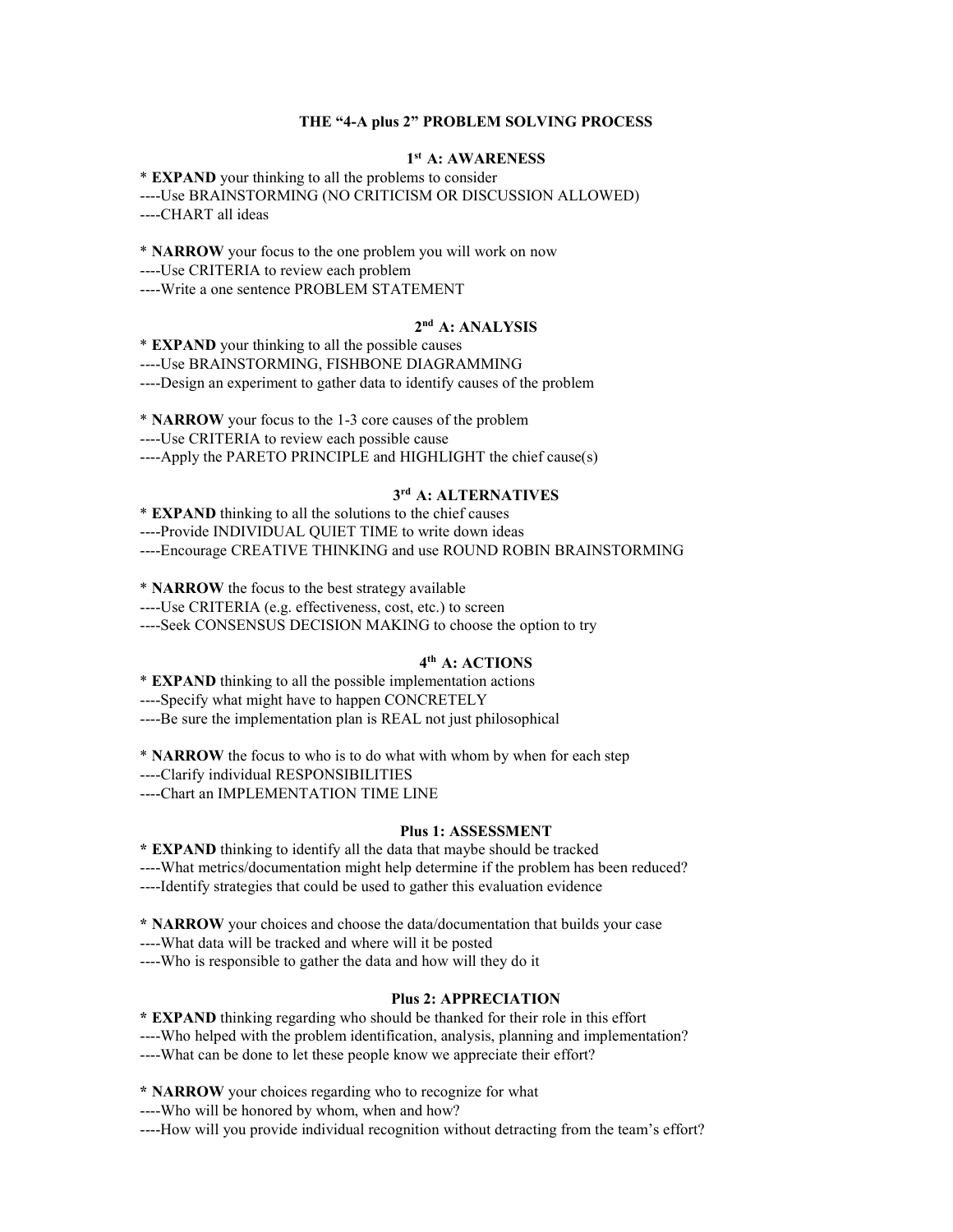# THE "4-A plus 2" PROBLEM SOLVING PROCESS

## 1st A: AWARENESS

* **EXPAND** your thinking to all the problems to consider
----Use BRAINSTORMING (NO CRITICISM OR DISCUSSION ALLOWED)
----CHART all ideas

* **NARROW** your focus to the one problem you will work on now
----Use CRITERIA to review each problem
----Write a one sentence PROBLEM STATEMENT

## 2nd A: ANALYSIS

* **EXPAND** your thinking to all the possible causes
----Use BRAINSTORMING, FISHBONE DIAGRAMMING
----Design an experiment to gather data to identify causes of the problem

* **NARROW** your focus to the 1-3 core causes of the problem
----Use CRITERIA to review each possible cause
----Apply the PARETO PRINCIPLE and HIGHLIGHT the chief cause(s)

## 3rd A: ALTERNATIVES

* **EXPAND** thinking to all the solutions to the chief causes
----Provide INDIVIDUAL QUIET TIME to write down ideas
----Encourage CREATIVE THINKING and use ROUND ROBIN BRAINSTORMING

* **NARROW** the focus to the best strategy available
----Use CRITERIA (e.g. effectiveness, cost, etc.) to screen
----Seek CONSENSUS DECISION MAKING to choose the option to try

## 4th A: ACTIONS

* **EXPAND** thinking to all the possible implementation actions
----Specify what might have to happen CONCRETELY
----Be sure the implementation plan is REAL not just philosophical

* **NARROW** the focus to who is to do what with whom by when for each step
----Clarify individual RESPONSIBILITIES
----Chart an IMPLEMENTATION TIME LINE

## Plus 1: ASSESSMENT

**\* EXPAND** thinking to identify all the data that maybe should be tracked
----What metrics/documentation might help determine if the problem has been reduced?
----Identify strategies that could be used to gather this evaluation evidence

**\* NARROW** your choices and choose the data/documentation that builds your case
----What data will be tracked and where will it be posted
----Who is responsible to gather the data and how will they do it

## Plus 2: APPRECIATION

**\* EXPAND** thinking regarding who should be thanked for their role in this effort
----Who helped with the problem identification, analysis, planning and implementation?
----What can be done to let these people know we appreciate their effort?

**\* NARROW** your choices regarding who to recognize for what
----Who will be honored by whom, when and how?
----How will you provide individual recognition without detracting from the team's effort?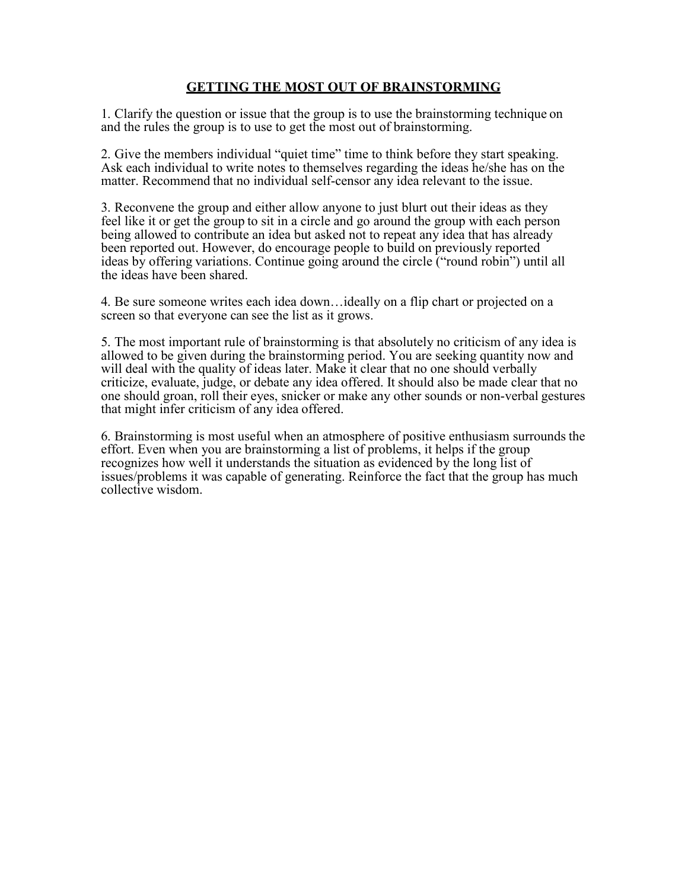## GETTING THE MOST OUT OF BRAINSTORMING

1. Clarify the question or issue that the group is to use the brainstorming technique on and the rules the group is to use to get the most out of brainstorming.

2. Give the members individual "quiet time" time to think before they start speaking. Ask each individual to write notes to themselves regarding the ideas he/she has on the matter. Recommend that no individual self-censor any idea relevant to the issue.

3. Reconvene the group and either allow anyone to just blurt out their ideas as they feel like it or get the group to sit in a circle and go around the group with each person being allowed to contribute an idea but asked not to repeat any idea that has already been reported out. However, do encourage people to build on previously reported ideas by offering variations. Continue going around the circle ("round robin") until all the ideas have been shared.

4. Be sure someone writes each idea down…ideally on a flip chart or projected on a screen so that everyone can see the list as it grows.

5. The most important rule of brainstorming is that absolutely no criticism of any idea is allowed to be given during the brainstorming period. You are seeking quantity now and will deal with the quality of ideas later. Make it clear that no one should verbally criticize, evaluate, judge, or debate any idea offered. It should also be made clear that no one should groan, roll their eyes, snicker or make any other sounds or non-verbal gestures that might infer criticism of any idea offered.

6. Brainstorming is most useful when an atmosphere of positive enthusiasm surrounds the effort. Even when you are brainstorming a list of problems, it helps if the group recognizes how well it understands the situation as evidenced by the long list of issues/problems it was capable of generating. Reinforce the fact that the group has much collective wisdom.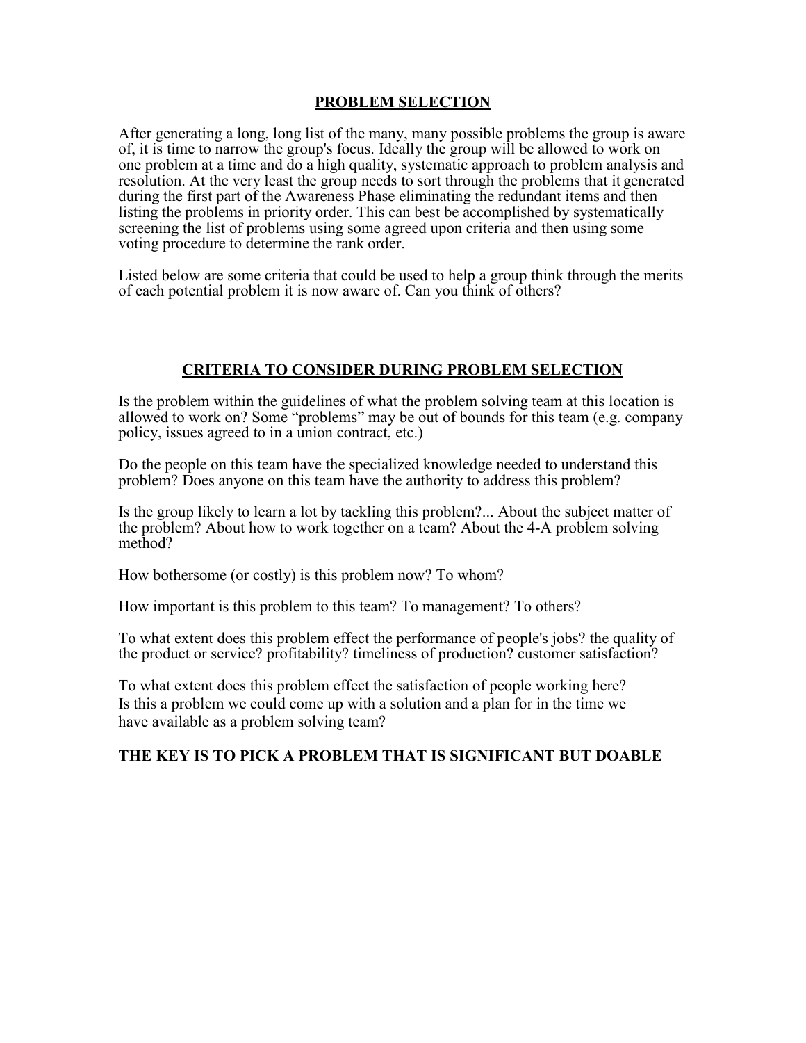## PROBLEM SELECTION

After generating a long, long list of the many, many possible problems the group is aware of, it is time to narrow the group's focus. Ideally the group will be allowed to work on one problem at a time and do a high quality, systematic approach to problem analysis and resolution. At the very least the group needs to sort through the problems that it generated during the first part of the Awareness Phase eliminating the redundant items and then listing the problems in priority order. This can best be accomplished by systematically screening the list of problems using some agreed upon criteria and then using some voting procedure to determine the rank order.

Listed below are some criteria that could be used to help a group think through the merits of each potential problem it is now aware of. Can you think of others?

## CRITERIA TO CONSIDER DURING PROBLEM SELECTION

Is the problem within the guidelines of what the problem solving team at this location is allowed to work on? Some "problems" may be out of bounds for this team (e.g. company policy, issues agreed to in a union contract, etc.)

Do the people on this team have the specialized knowledge needed to understand this problem? Does anyone on this team have the authority to address this problem?

Is the group likely to learn a lot by tackling this problem?... About the subject matter of the problem? About how to work together on a team? About the 4-A problem solving method?

How bothersome (or costly) is this problem now? To whom?

How important is this problem to this team? To management? To others?

To what extent does this problem effect the performance of people's jobs? the quality of the product or service? profitability? timeliness of production? customer satisfaction?

To what extent does this problem effect the satisfaction of people working here?
Is this a problem we could come up with a solution and a plan for in the time we have available as a problem solving team?

**THE KEY IS TO PICK A PROBLEM THAT IS SIGNIFICANT BUT DOABLE**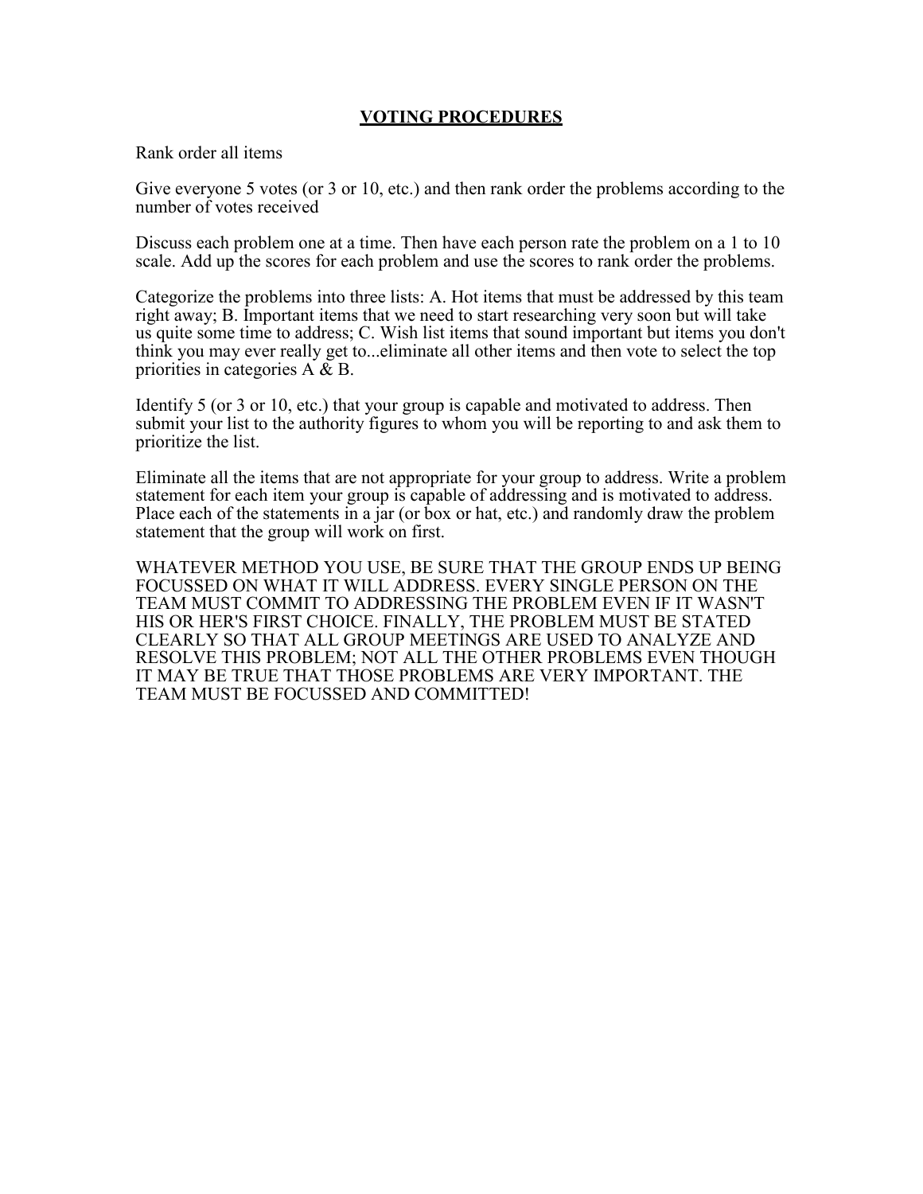# VOTING PROCEDURES

Rank order all items

Give everyone 5 votes (or 3 or 10, etc.) and then rank order the problems according to the number of votes received

Discuss each problem one at a time. Then have each person rate the problem on a 1 to 10 scale. Add up the scores for each problem and use the scores to rank order the problems.

Categorize the problems into three lists: A. Hot items that must be addressed by this team right away; B. Important items that we need to start researching very soon but will take us quite some time to address; C. Wish list items that sound important but items you don't think you may ever really get to...eliminate all other items and then vote to select the top priorities in categories A & B.

Identify 5 (or 3 or 10, etc.) that your group is capable and motivated to address. Then submit your list to the authority figures to whom you will be reporting to and ask them to prioritize the list.

Eliminate all the items that are not appropriate for your group to address. Write a problem statement for each item your group is capable of addressing and is motivated to address. Place each of the statements in a jar (or box or hat, etc.) and randomly draw the problem statement that the group will work on first.

WHATEVER METHOD YOU USE, BE SURE THAT THE GROUP ENDS UP BEING FOCUSSED ON WHAT IT WILL ADDRESS. EVERY SINGLE PERSON ON THE TEAM MUST COMMIT TO ADDRESSING THE PROBLEM EVEN IF IT WASN'T HIS OR HER'S FIRST CHOICE. FINALLY, THE PROBLEM MUST BE STATED CLEARLY SO THAT ALL GROUP MEETINGS ARE USED TO ANALYZE AND RESOLVE THIS PROBLEM; NOT ALL THE OTHER PROBLEMS EVEN THOUGH IT MAY BE TRUE THAT THOSE PROBLEMS ARE VERY IMPORTANT. THE TEAM MUST BE FOCUSSED AND COMMITTED!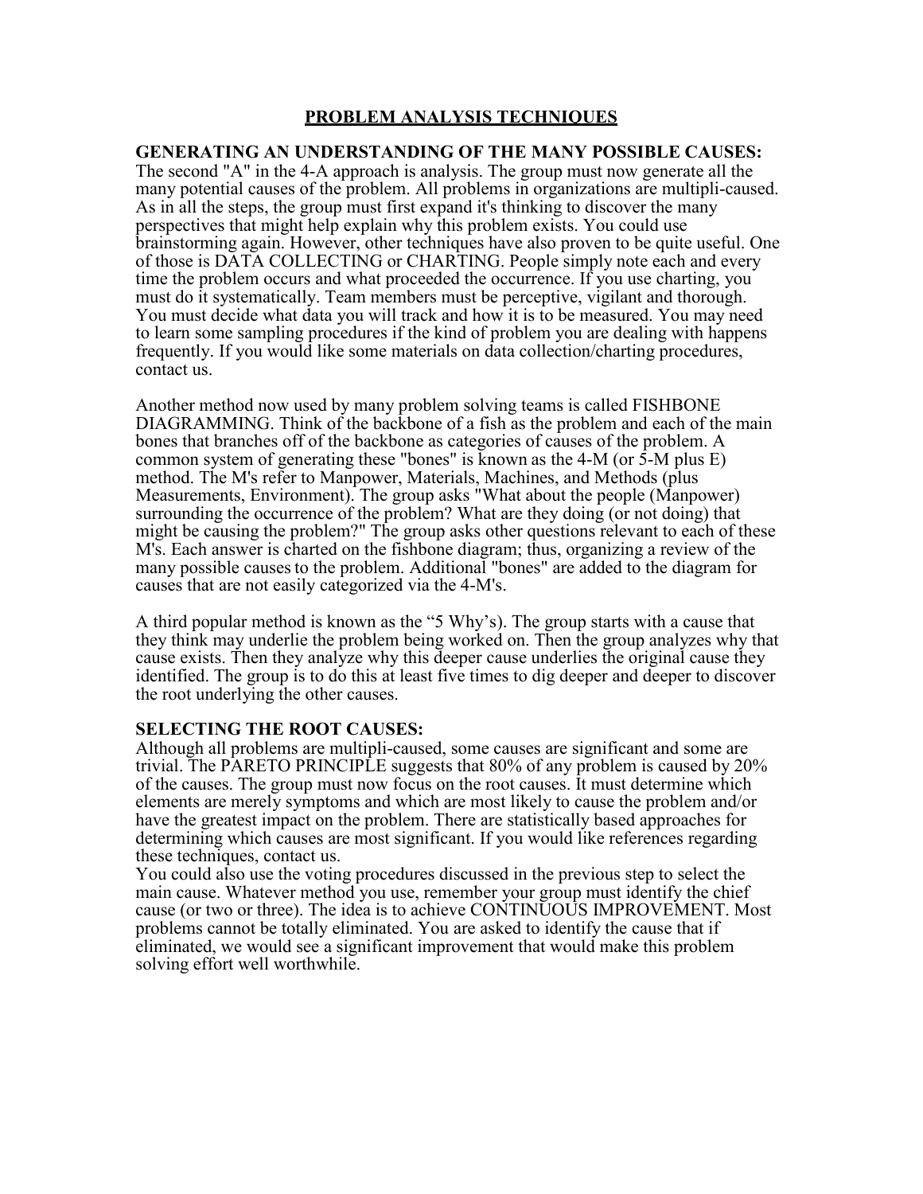# PROBLEM ANALYSIS TECHNIQUES

**GENERATING AN UNDERSTANDING OF THE MANY POSSIBLE CAUSES:**
The second "A" in the 4-A approach is analysis. The group must now generate all the many potential causes of the problem. All problems in organizations are multipli-caused. As in all the steps, the group must first expand it's thinking to discover the many perspectives that might help explain why this problem exists. You could use brainstorming again. However, other techniques have also proven to be quite useful. One of those is DATA COLLECTING or CHARTING. People simply note each and every time the problem occurs and what proceeded the occurrence. If you use charting, you must do it systematically. Team members must be perceptive, vigilant and thorough. You must decide what data you will track and how it is to be measured. You may need to learn some sampling procedures if the kind of problem you are dealing with happens frequently. If you would like some materials on data collection/charting procedures, contact us.

Another method now used by many problem solving teams is called FISHBONE DIAGRAMMING. Think of the backbone of a fish as the problem and each of the main bones that branches off of the backbone as categories of causes of the problem. A common system of generating these "bones" is known as the 4-M (or 5-M plus E) method. The M's refer to Manpower, Materials, Machines, and Methods (plus Measurements, Environment). The group asks "What about the people (Manpower) surrounding the occurrence of the problem? What are they doing (or not doing) that might be causing the problem?" The group asks other questions relevant to each of these M's. Each answer is charted on the fishbone diagram; thus, organizing a review of the many possible causes to the problem. Additional "bones" are added to the diagram for causes that are not easily categorized via the 4-M's.

A third popular method is known as the "5 Why's). The group starts with a cause that they think may underlie the problem being worked on. Then the group analyzes why that cause exists. Then they analyze why this deeper cause underlies the original cause they identified. The group is to do this at least five times to dig deeper and deeper to discover the root underlying the other causes.

**SELECTING THE ROOT CAUSES:**
Although all problems are multipli-caused, some causes are significant and some are trivial. The PARETO PRINCIPLE suggests that 80% of any problem is caused by 20% of the causes. The group must now focus on the root causes. It must determine which elements are merely symptoms and which are most likely to cause the problem and/or have the greatest impact on the problem. There are statistically based approaches for determining which causes are most significant. If you would like references regarding these techniques, contact us.
You could also use the voting procedures discussed in the previous step to select the main cause. Whatever method you use, remember your group must identify the chief cause (or two or three). The idea is to achieve CONTINUOUS IMPROVEMENT. Most problems cannot be totally eliminated. You are asked to identify the cause that if eliminated, we would see a significant improvement that would make this problem solving effort well worthwhile.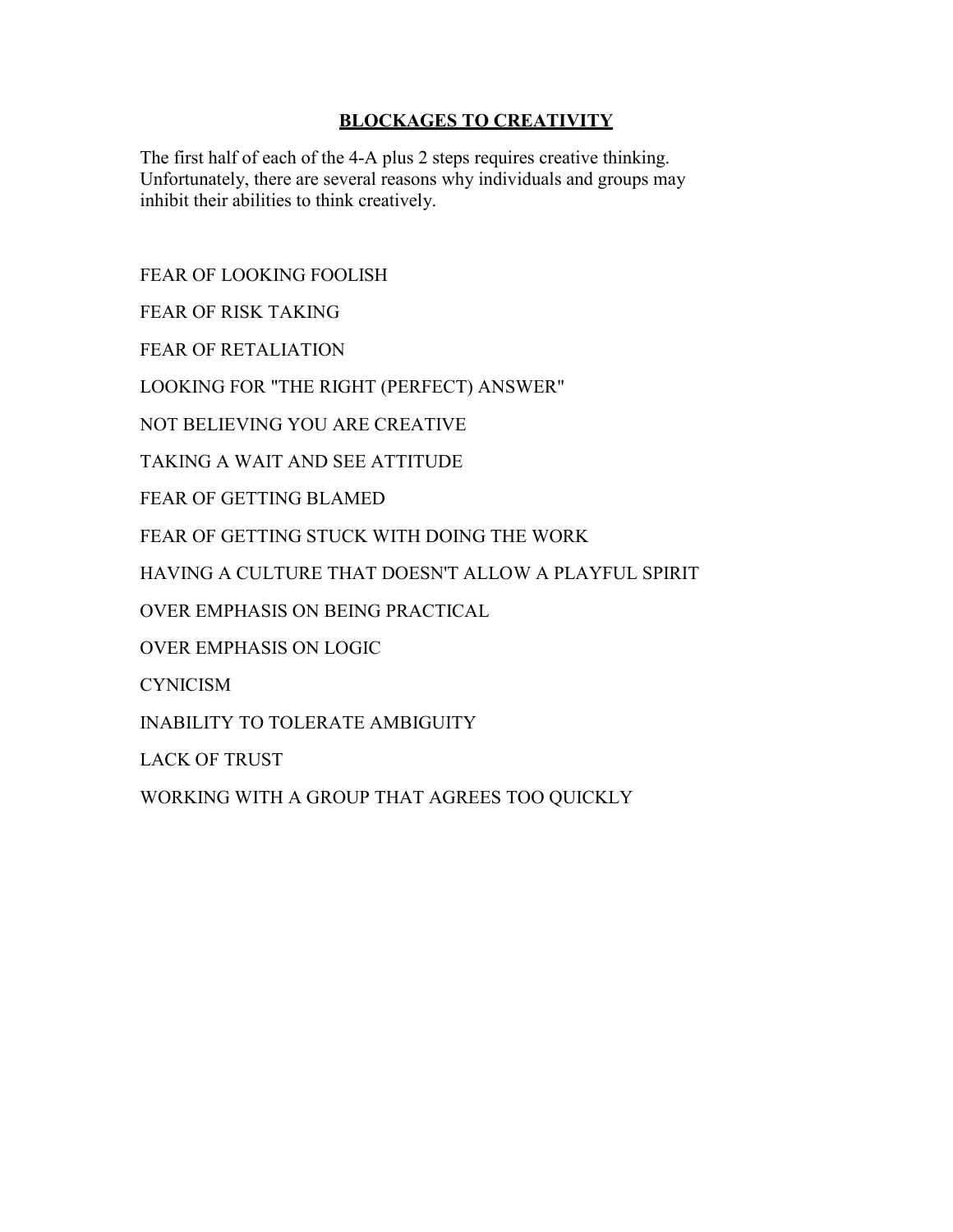## BLOCKAGES TO CREATIVITY

The first half of each of the 4-A plus 2 steps requires creative thinking. Unfortunately, there are several reasons why individuals and groups may inhibit their abilities to think creatively.

FEAR OF LOOKING FOOLISH

FEAR OF RISK TAKING

FEAR OF RETALIATION

LOOKING FOR "THE RIGHT (PERFECT) ANSWER"

NOT BELIEVING YOU ARE CREATIVE

TAKING A WAIT AND SEE ATTITUDE

FEAR OF GETTING BLAMED

FEAR OF GETTING STUCK WITH DOING THE WORK

HAVING A CULTURE THAT DOESN'T ALLOW A PLAYFUL SPIRIT

OVER EMPHASIS ON BEING PRACTICAL

OVER EMPHASIS ON LOGIC

CYNICISM

INABILITY TO TOLERATE AMBIGUITY

LACK OF TRUST

WORKING WITH A GROUP THAT AGREES TOO QUICKLY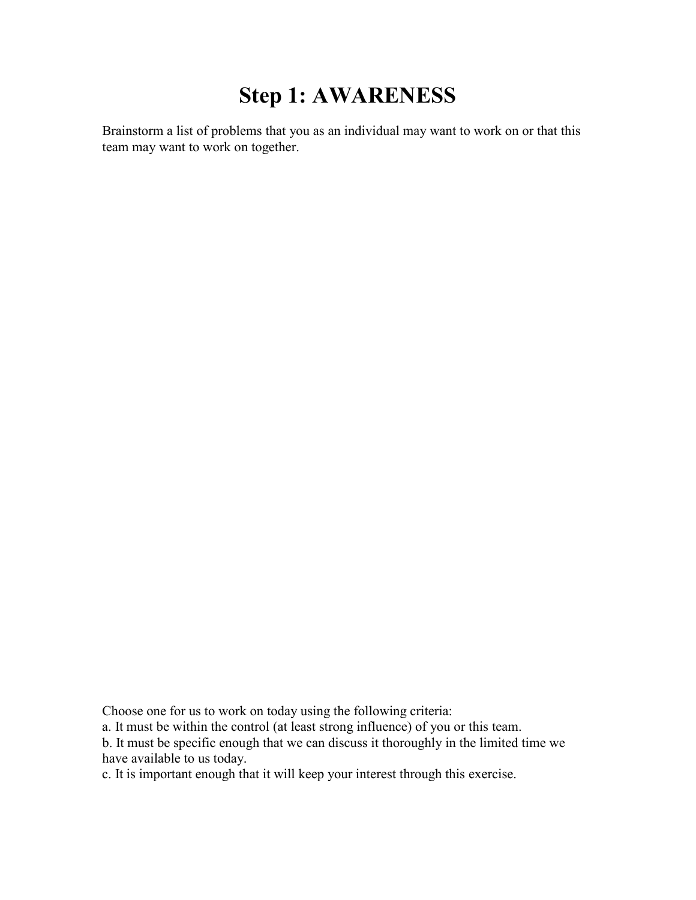# Step 1: AWARENESS

Brainstorm a list of problems that you as an individual may want to work on or that this team may want to work on together.

Choose one for us to work on today using the following criteria:
a. It must be within the control (at least strong influence) of you or this team.
b. It must be specific enough that we can discuss it thoroughly in the limited time we have available to us today.
c. It is important enough that it will keep your interest through this exercise.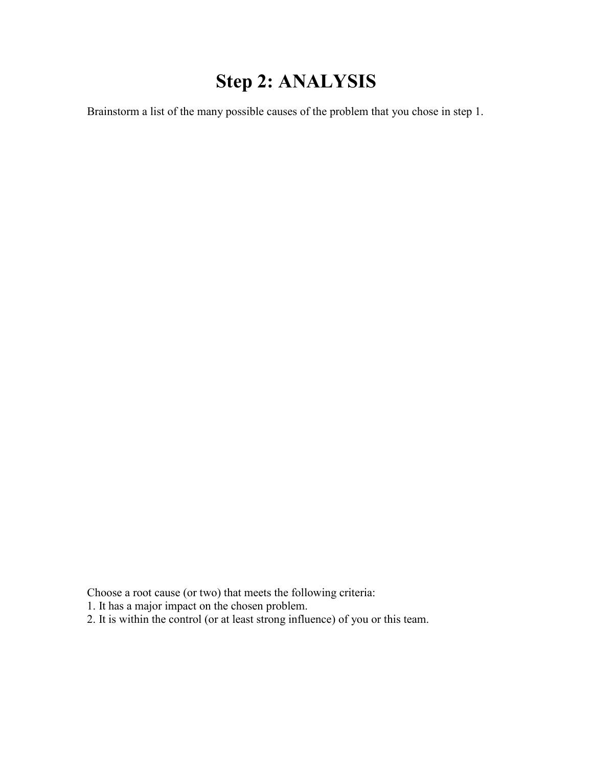# Step 2: ANALYSIS

Brainstorm a list of the many possible causes of the problem that you chose in step 1.

Choose a root cause (or two) that meets the following criteria:
1. It has a major impact on the chosen problem.
2. It is within the control (or at least strong influence) of you or this team.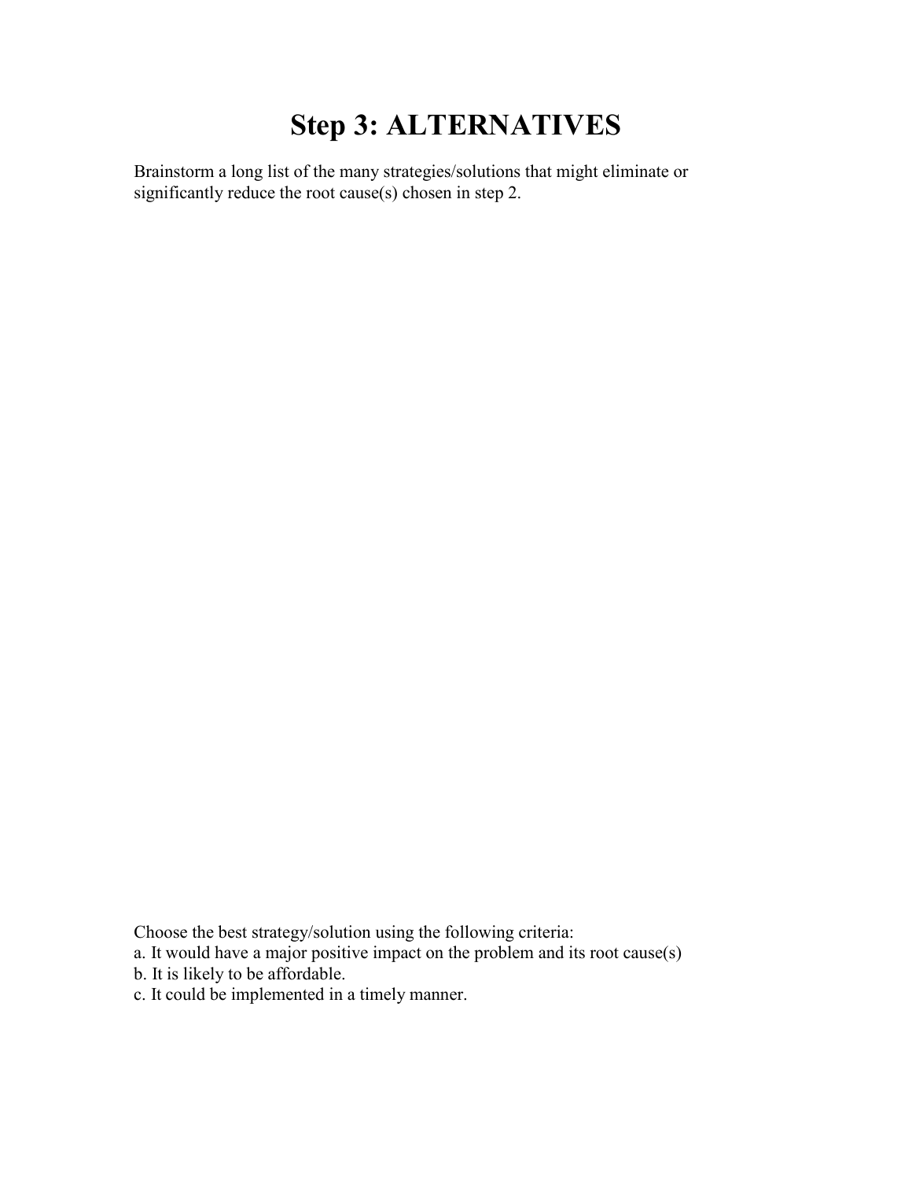# Step 3: ALTERNATIVES

Brainstorm a long list of the many strategies/solutions that might eliminate or significantly reduce the root cause(s) chosen in step 2.

Choose the best strategy/solution using the following criteria:
a. It would have a major positive impact on the problem and its root cause(s)
b. It is likely to be affordable.
c. It could be implemented in a timely manner.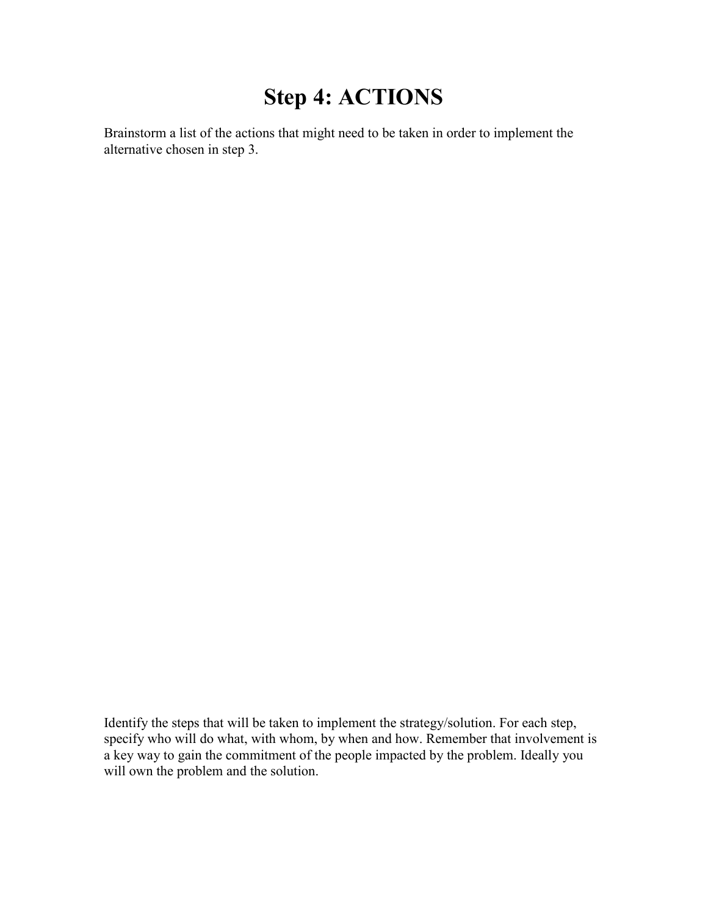# Step 4: ACTIONS

Brainstorm a list of the actions that might need to be taken in order to implement the alternative chosen in step 3.

Identify the steps that will be taken to implement the strategy/solution. For each step, specify who will do what, with whom, by when and how. Remember that involvement is a key way to gain the commitment of the people impacted by the problem. Ideally you will own the problem and the solution.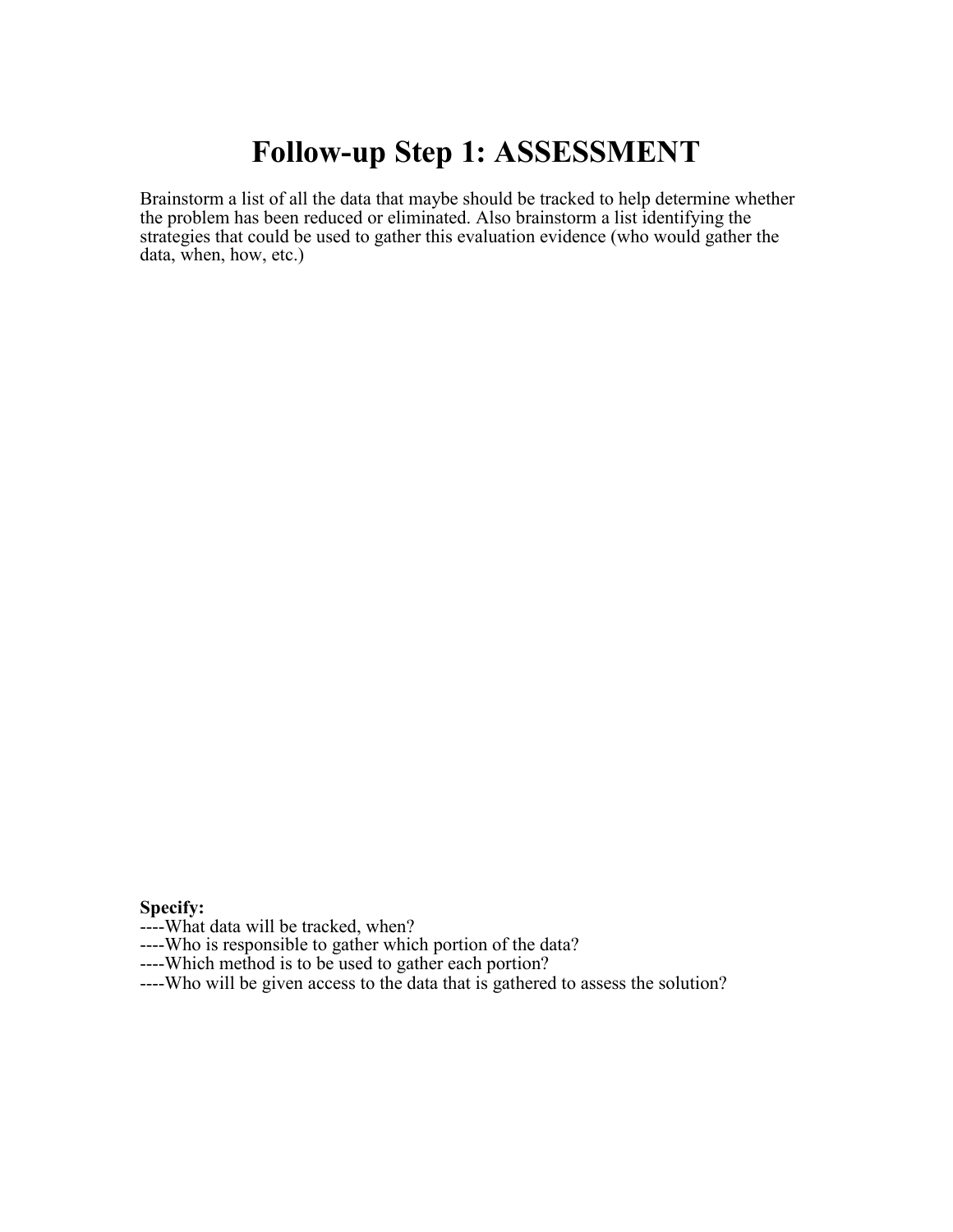# Follow-up Step 1: ASSESSMENT

Brainstorm a list of all the data that maybe should be tracked to help determine whether the problem has been reduced or eliminated. Also brainstorm a list identifying the strategies that could be used to gather this evaluation evidence (who would gather the data, when, how, etc.)

**Specify:**

----What data will be tracked, when?
----Who is responsible to gather which portion of the data?
----Which method is to be used to gather each portion?
----Who will be given access to the data that is gathered to assess the solution?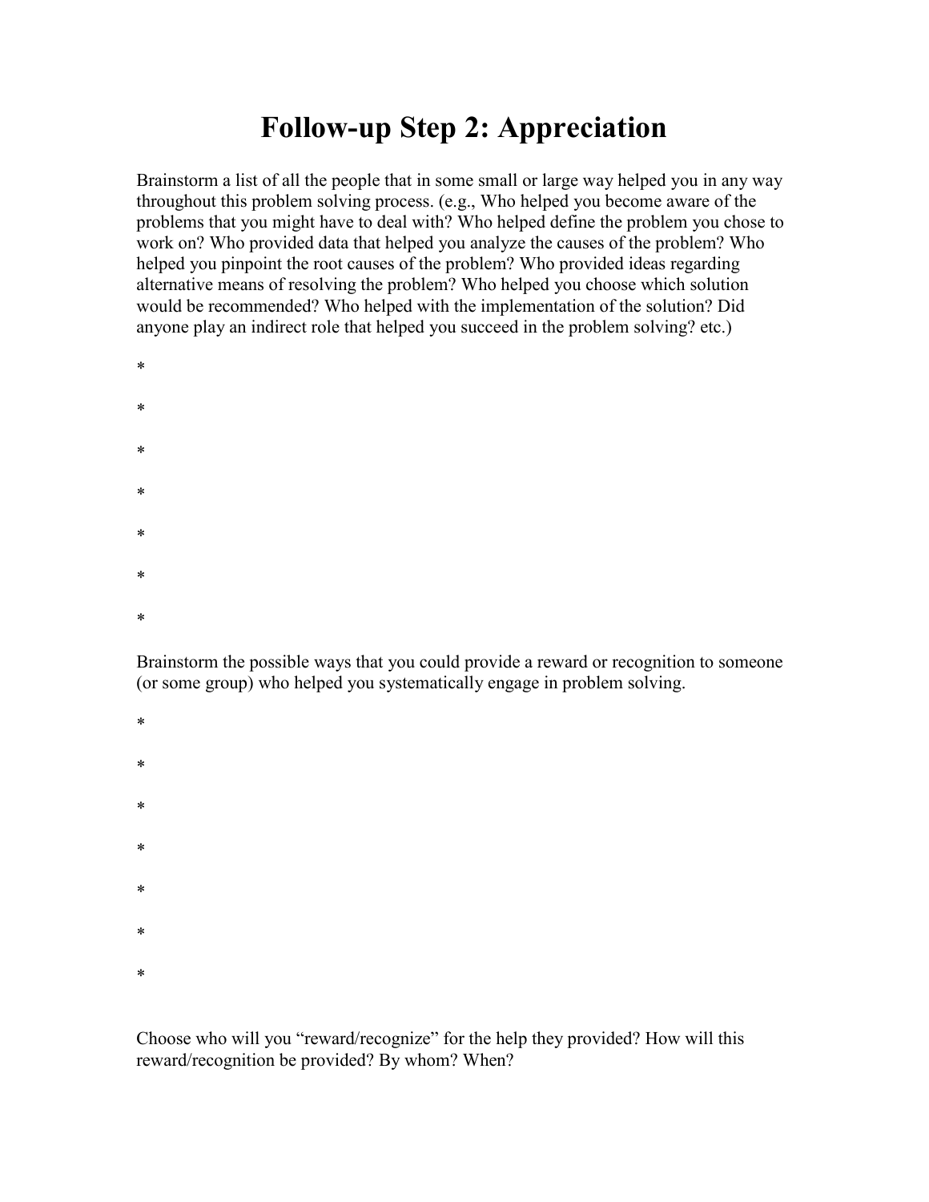# Follow-up Step 2: Appreciation

Brainstorm a list of all the people that in some small or large way helped you in any way throughout this problem solving process. (e.g., Who helped you become aware of the problems that you might have to deal with? Who helped define the problem you chose to work on? Who provided data that helped you analyze the causes of the problem? Who helped you pinpoint the root causes of the problem? Who provided ideas regarding alternative means of resolving the problem? Who helped you choose which solution would be recommended? Who helped with the implementation of the solution? Did anyone play an indirect role that helped you succeed in the problem solving? etc.)

*

*

*

*

*

*

*

Brainstorm the possible ways that you could provide a reward or recognition to someone (or some group) who helped you systematically engage in problem solving.

*

*

*

*

*

*

*

Choose who will you “reward/recognize” for the help they provided? How will this reward/recognition be provided? By whom? When?